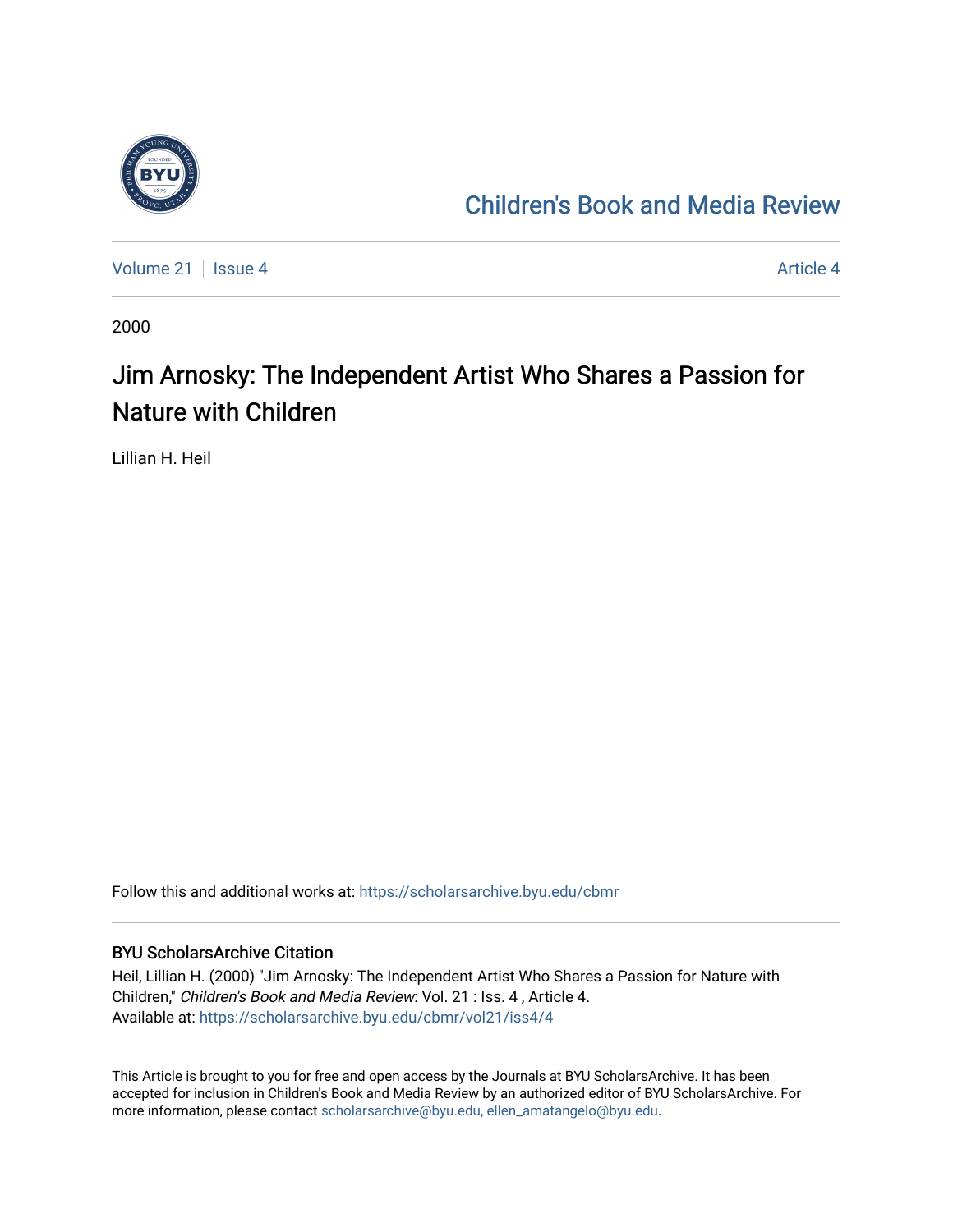Children's Book and Media Review

Volume 21 | Issue 4

Article 4

2000

# Jim Arnosky: The Independent Artist Who Shares a Passion for Nature with Children

Lillian H. Heil

Follow this and additional works at: https://scholarsarchive.byu.edu/cbmr

## BYU ScholarsArchive Citation

Heil, Lillian H. (2000) "Jim Arnosky: The Independent Artist Who Shares a Passion for Nature with Children," *Children's Book and Media Review*: Vol. 21 : Iss. 4 , Article 4.
Available at: https://scholarsarchive.byu.edu/cbmr/vol21/iss4/4

This Article is brought to you for free and open access by the Journals at BYU ScholarsArchive. It has been accepted for inclusion in Children's Book and Media Review by an authorized editor of BYU ScholarsArchive. For more information, please contact scholarsarchive@byu.edu, ellen_amatangelo@byu.edu.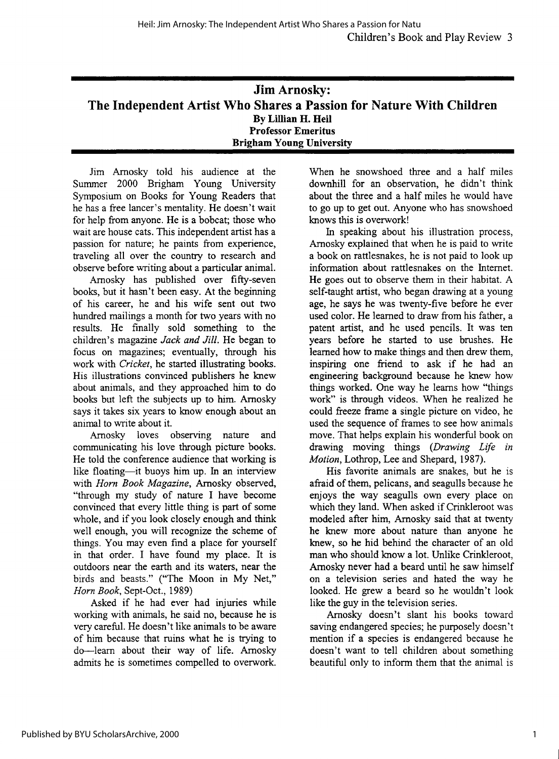# Jim Arnosky: The Independent Artist Who Shares a Passion for Nature With Children

**By Lillian H. Heil**
**Professor Emeritus**
**Brigham Young University**

Jim Arnosky told his audience at the Summer 2000 Brigham Young University Symposium on Books for Young Readers that he has a free lancer's mentality. He doesn't wait for help from anyone. He is a bobcat; those who wait are house cats. This independent artist has a passion for nature; he paints from experience, traveling all over the country to research and observe before writing about a particular animal.

Arnosky has published over fifty-seven books, but it hasn't been easy. At the beginning of his career, he and his wife sent out two hundred mailings a month for two years with no results. He finally sold something to the children's magazine *Jack and Jill*. He began to focus on magazines; eventually, through his work with *Cricket*, he started illustrating books. His illustrations convinced publishers he knew about animals, and they approached him to do books but left the subjects up to him. Arnosky says it takes six years to know enough about an animal to write about it.

Arnosky loves observing nature and communicating his love through picture books. He told the conference audience that working is like floating—it buoys him up. In an interview with *Horn Book Magazine*, Arnosky observed, "through my study of nature I have become convinced that every little thing is part of some whole, and if you look closely enough and think well enough, you will recognize the scheme of things. You may even find a place for yourself in that order. I have found my place. It is outdoors near the earth and its waters, near the birds and beasts." ("The Moon in My Net," *Horn Book*, Sept-Oct., 1989)

Asked if he had ever had injuries while working with animals, he said no, because he is very careful. He doesn't like animals to be aware of him because that ruins what he is trying to do—learn about their way of life. Arnosky admits he is sometimes compelled to overwork. When he snowshoed three and a half miles downhill for an observation, he didn't think about the three and a half miles he would have to go up to get out. Anyone who has snowshoed knows this is overwork!

In speaking about his illustration process, Arnosky explained that when he is paid to write a book on rattlesnakes, he is not paid to look up information about rattlesnakes on the Internet. He goes out to observe them in their habitat. A self-taught artist, who began drawing at a young age, he says he was twenty-five before he ever used color. He learned to draw from his father, a patent artist, and he used pencils. It was ten years before he started to use brushes. He learned how to make things and then drew them, inspiring one friend to ask if he had an engineering background because he knew how things worked. One way he learns how "things work" is through videos. When he realized he could freeze frame a single picture on video, he used the sequence of frames to see how animals move. That helps explain his wonderful book on drawing moving things (*Drawing Life in Motion*, Lothrop, Lee and Shepard, 1987).

His favorite animals are snakes, but he is afraid of them, pelicans, and seagulls because he enjoys the way seagulls own every place on which they land. When asked if Crinkleroot was modeled after him, Arnosky said that at twenty he knew more about nature than anyone he knew, so he hid behind the character of an old man who should know a lot. Unlike Crinkleroot, Arnosky never had a beard until he saw himself on a television series and hated the way he looked. He grew a beard so he wouldn't look like the guy in the television series.

Arnosky doesn't slant his books toward saving endangered species; he purposely doesn't mention if a species is endangered because he doesn't want to tell children about something beautiful only to inform them that the animal is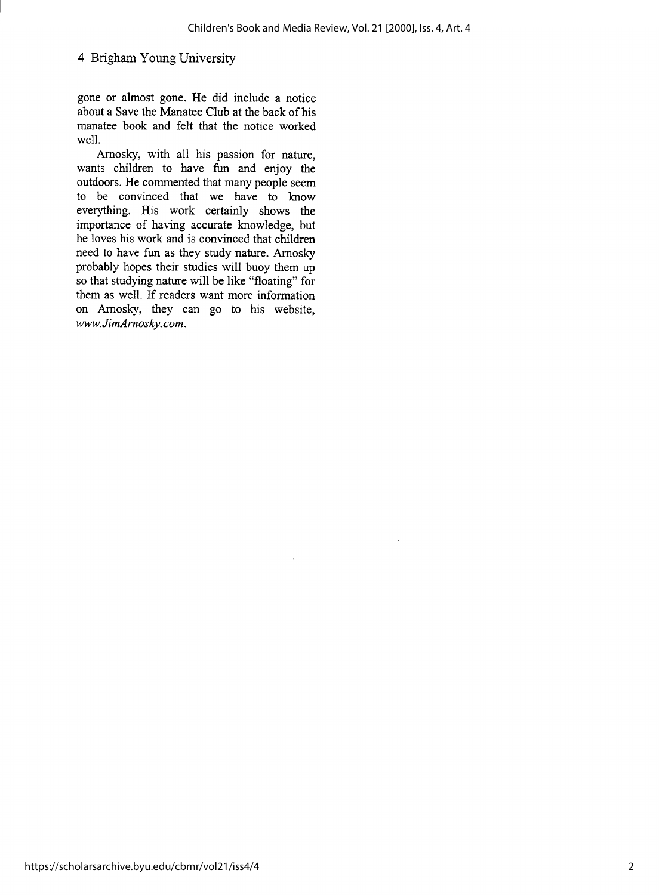gone or almost gone. He did include a notice about a Save the Manatee Club at the back of his manatee book and felt that the notice worked well.

Arnosky, with all his passion for nature, wants children to have fun and enjoy the outdoors. He commented that many people seem to be convinced that we have to know everything. His work certainly shows the importance of having accurate knowledge, but he loves his work and is convinced that children need to have fun as they study nature. Arnosky probably hopes their studies will buoy them up so that studying nature will be like "floating" for them as well. If readers want more information on Arnosky, they can go to his website, *www.JimArnosky.com.*